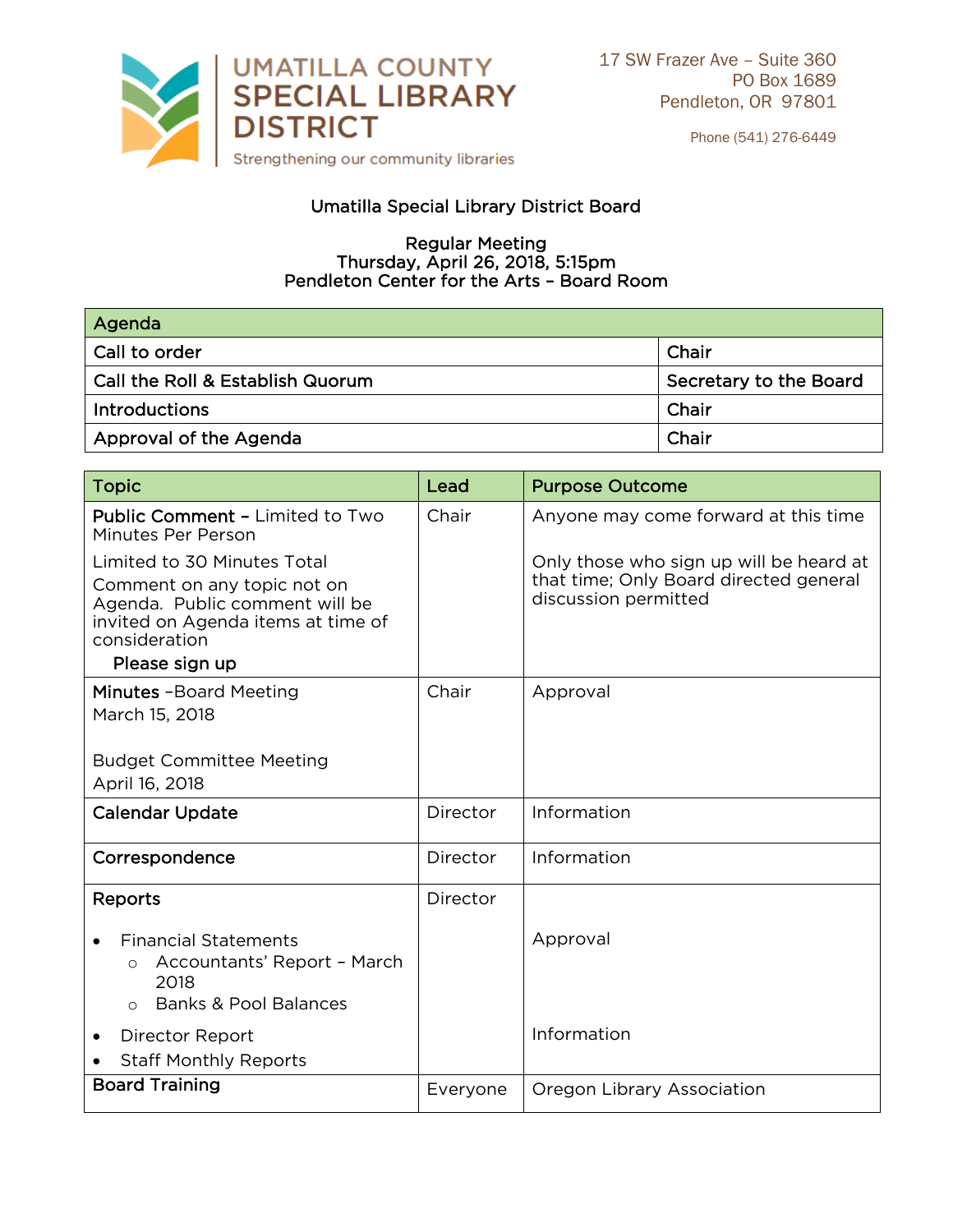# UMATILLA COUNTY SPECIAL LIBRARY DISTRICT

Strengthening our community libraries

17 SW Frazer Ave – Suite 360
PO Box 1689
Pendleton, OR 97801

Phone (541) 276-6449

## Umatilla Special Library District Board

### Regular Meeting
### Thursday, April 26, 2018, 5:15pm
### Pendleton Center for the Arts – Board Room

| Agenda | |
|---|---|
| Call to order | Chair |
| Call the Roll & Establish Quorum | Secretary to the Board |
| Introductions | Chair |
| Approval of the Agenda | Chair |

| Topic | Lead | Purpose Outcome |
|---|---|---|
| **Public Comment –** Limited to Two Minutes Per Person<br>Limited to 30 Minutes Total<br>Comment on any topic not on Agenda. Public comment will be invited on Agenda items at time of consideration<br>**Please sign up** | Chair | Anyone may come forward at this time<br><br>Only those who sign up will be heard at that time; Only Board directed general discussion permitted |
| **Minutes** –Board Meeting March 15, 2018<br><br>Budget Committee Meeting April 16, 2018 | Chair | Approval |
| **Calendar Update** | Director | Information |
| **Correspondence** | Director | Information |
| **Reports**<br>• Financial Statements<br>  ○ Accountants' Report – March 2018<br>  ○ Banks & Pool Balances<br>• Director Report<br>• Staff Monthly Reports | Director | <br>Approval<br><br><br>Information |
| **Board Training** | Everyone | Oregon Library Association |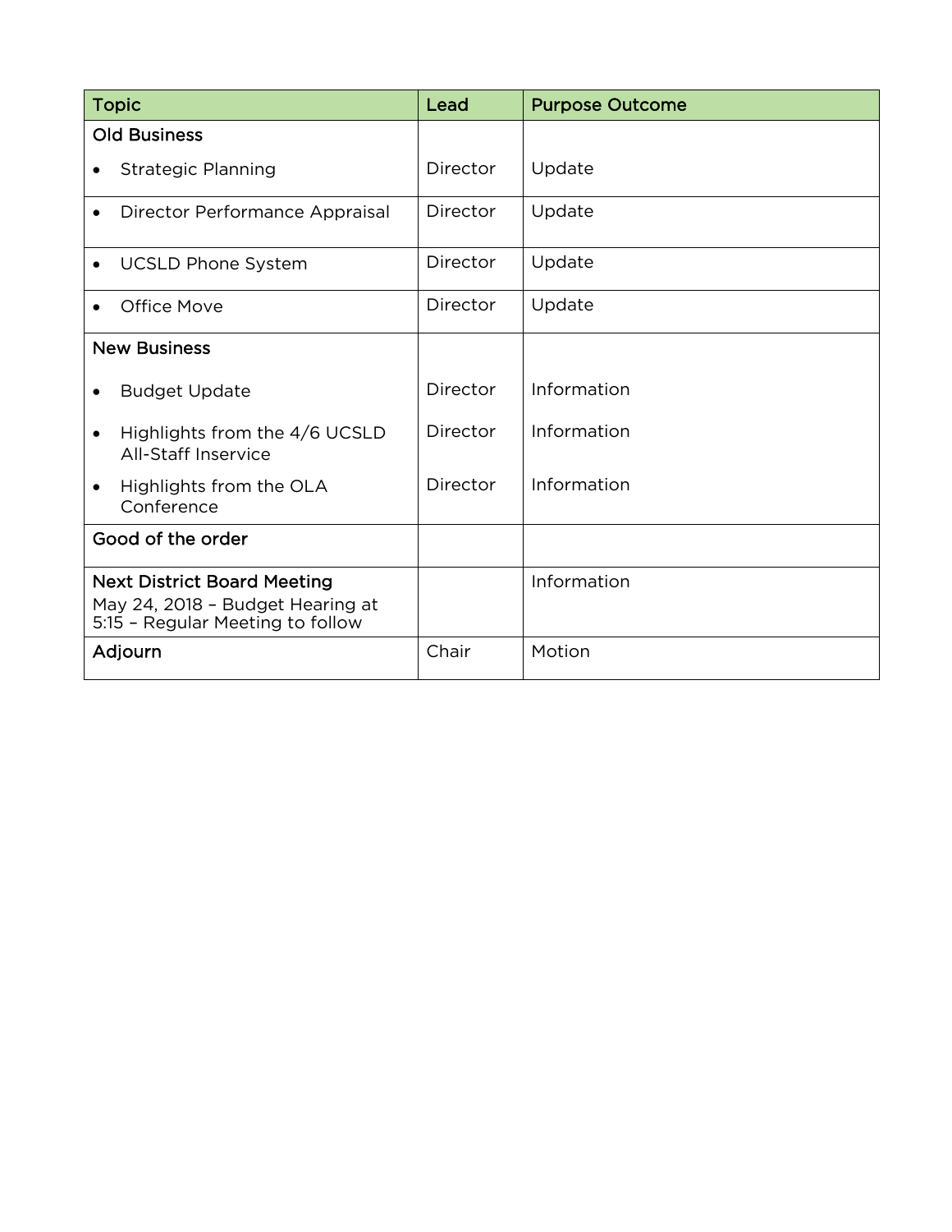| Topic | Lead | Purpose Outcome |
|---|---|---|
| **Old Business** | | |
| • Strategic Planning | Director | Update |
| • Director Performance Appraisal | Director | Update |
| • UCSLD Phone System | Director | Update |
| • Office Move | Director | Update |
| **New Business** | | |
| • Budget Update | Director | Information |
| • Highlights from the 4/6 UCSLD All-Staff Inservice | Director | Information |
| • Highlights from the OLA Conference | Director | Information |
| **Good of the order** | | |
| **Next District Board Meeting** May 24, 2018 – Budget Hearing at 5:15 – Regular Meeting to follow | | Information |
| **Adjourn** | Chair | Motion |